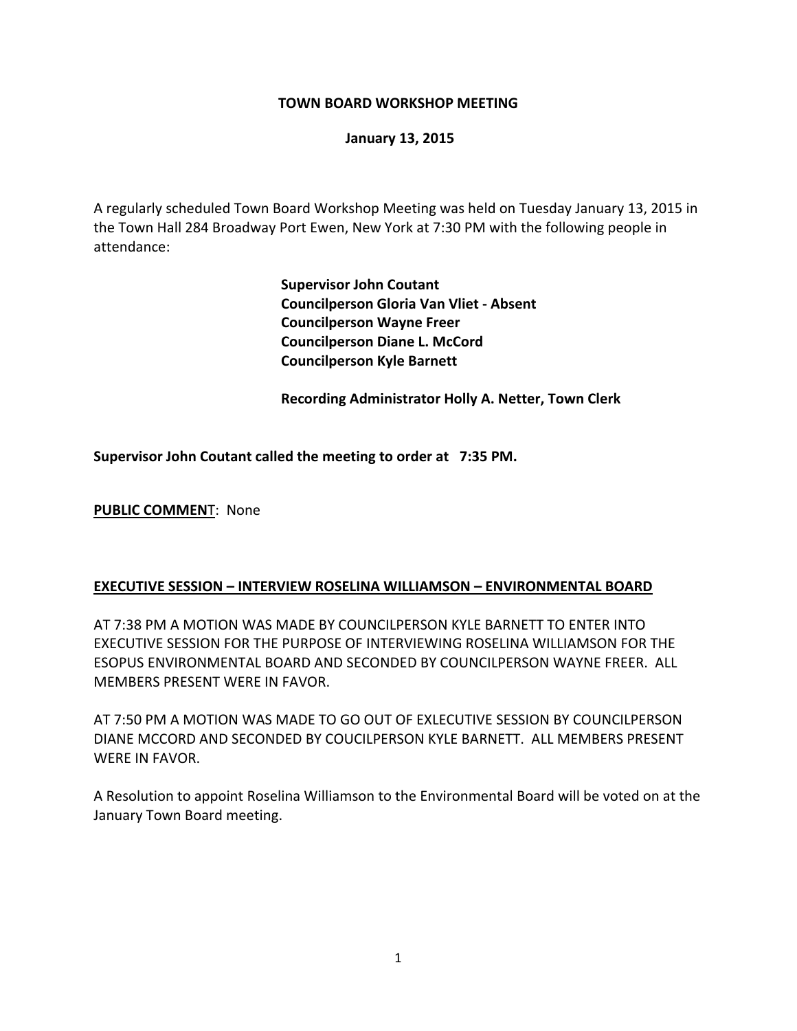**TOWN BOARD WORKSHOP MEETING**

**January 13, 2015**

A regularly scheduled Town Board Workshop Meeting was held on Tuesday January 13, 2015 in the Town Hall 284 Broadway Port Ewen, New York at 7:30 PM with the following people in attendance:

**Supervisor John Coutant**
**Councilperson Gloria Van Vliet - Absent**
**Councilperson Wayne Freer**
**Councilperson Diane L. McCord**
**Councilperson Kyle Barnett**

**Recording Administrator Holly A. Netter, Town Clerk**

**Supervisor John Coutant called the meeting to order at 7:35 PM.**

**PUBLIC COMMEN**T: None

**EXECUTIVE SESSION – INTERVIEW ROSELINA WILLIAMSON – ENVIRONMENTAL BOARD**

AT 7:38 PM A MOTION WAS MADE BY COUNCILPERSON KYLE BARNETT TO ENTER INTO EXECUTIVE SESSION FOR THE PURPOSE OF INTERVIEWING ROSELINA WILLIAMSON FOR THE ESOPUS ENVIRONMENTAL BOARD AND SECONDED BY COUNCILPERSON WAYNE FREER. ALL MEMBERS PRESENT WERE IN FAVOR.

AT 7:50 PM A MOTION WAS MADE TO GO OUT OF EXLECUTIVE SESSION BY COUNCILPERSON DIANE MCCORD AND SECONDED BY COUCILPERSON KYLE BARNETT. ALL MEMBERS PRESENT WERE IN FAVOR.

A Resolution to appoint Roselina Williamson to the Environmental Board will be voted on at the January Town Board meeting.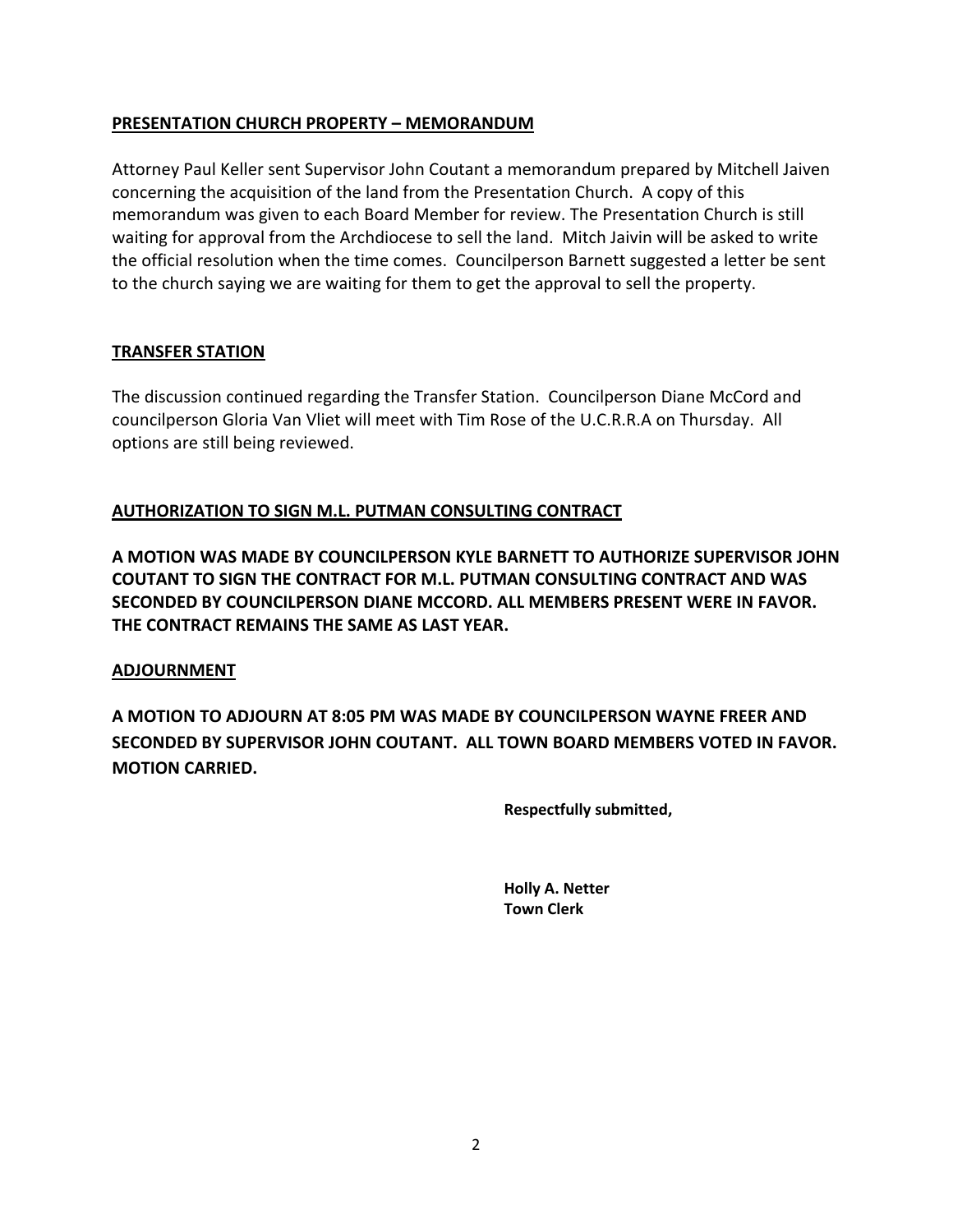**PRESENTATION CHURCH PROPERTY – MEMORANDUM**

Attorney Paul Keller sent Supervisor John Coutant a memorandum prepared by Mitchell Jaiven concerning the acquisition of the land from the Presentation Church. A copy of this memorandum was given to each Board Member for review. The Presentation Church is still waiting for approval from the Archdiocese to sell the land. Mitch Jaivin will be asked to write the official resolution when the time comes. Councilperson Barnett suggested a letter be sent to the church saying we are waiting for them to get the approval to sell the property.

**TRANSFER STATION**

The discussion continued regarding the Transfer Station. Councilperson Diane McCord and councilperson Gloria Van Vliet will meet with Tim Rose of the U.C.R.R.A on Thursday. All options are still being reviewed.

**AUTHORIZATION TO SIGN M.L. PUTMAN CONSULTING CONTRACT**

**A MOTION WAS MADE BY COUNCILPERSON KYLE BARNETT TO AUTHORIZE SUPERVISOR JOHN COUTANT TO SIGN THE CONTRACT FOR M.L. PUTMAN CONSULTING CONTRACT AND WAS SECONDED BY COUNCILPERSON DIANE MCCORD. ALL MEMBERS PRESENT WERE IN FAVOR. THE CONTRACT REMAINS THE SAME AS LAST YEAR.**

**ADJOURNMENT**

**A MOTION TO ADJOURN AT 8:05 PM WAS MADE BY COUNCILPERSON WAYNE FREER AND SECONDED BY SUPERVISOR JOHN COUTANT. ALL TOWN BOARD MEMBERS VOTED IN FAVOR. MOTION CARRIED.**

**Respectfully submitted,**

**Holly A. Netter**
**Town Clerk**